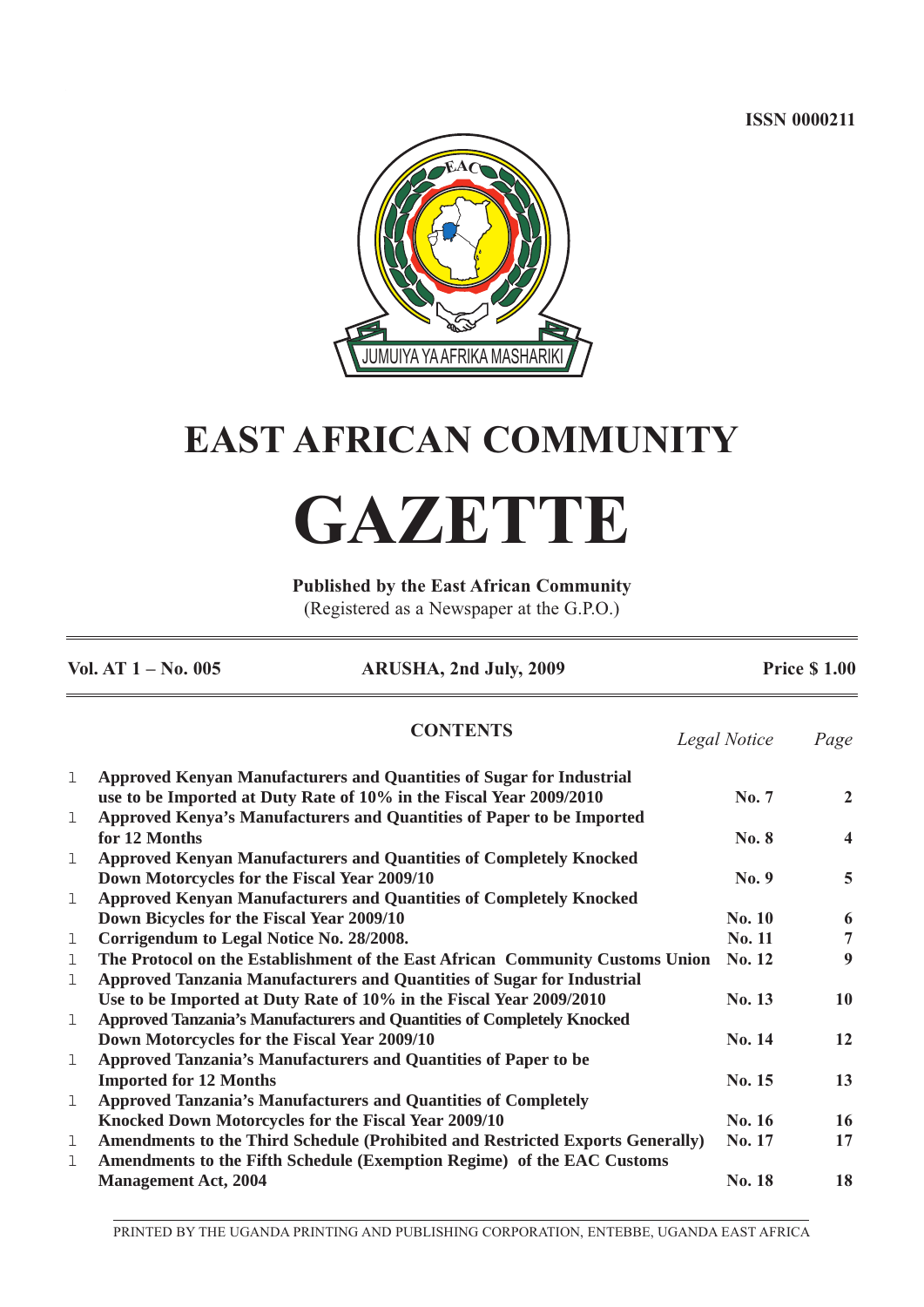ISSN 0000211

JUMUIYA YA AFRIKA MASHARIKI

# EAST AFRICAN COMMUNITY

# GAZETTE

**Published by the East African Community**
(Registered as a Newspaper at the G.P.O.)

**Vol. AT 1 – No. 005** **ARUSHA, 2nd July, 2009** **Price $ 1.00**

## CONTENTS

| | *Legal Notice* | *Page* |
|---|---|---|
| **Approved Kenyan Manufacturers and Quantities of Sugar for Industrial use to be Imported at Duty Rate of 10% in the Fiscal Year 2009/2010** | **No. 7** | **2** |
| **Approved Kenya's Manufacturers and Quantities of Paper to be Imported for 12 Months** | **No. 8** | **4** |
| **Approved Kenyan Manufacturers and Quantities of Completely Knocked Down Motorcycles for the Fiscal Year 2009/10** | **No. 9** | **5** |
| **Approved Kenyan Manufacturers and Quantities of Completely Knocked Down Bicycles for the Fiscal Year 2009/10** | **No. 10** | **6** |
| **Corrigendum to Legal Notice No. 28/2008.** | **No. 11** | **7** |
| **The Protocol on the Establishment of the East African Community Customs Union** | **No. 12** | **9** |
| **Approved Tanzania Manufacturers and Quantities of Sugar for Industrial Use to be Imported at Duty Rate of 10% in the Fiscal Year 2009/2010** | **No. 13** | **10** |
| **Approved Tanzania's Manufacturers and Quantities of Completely Knocked Down Motorcycles for the Fiscal Year 2009/10** | **No. 14** | **12** |
| **Approved Tanzania's Manufacturers and Quantities of Paper to be Imported for 12 Months** | **No. 15** | **13** |
| **Approved Tanzania's Manufacturers and Quantities of Completely Knocked Down Motorcycles for the Fiscal Year 2009/10** | **No. 16** | **16** |
| **Amendments to the Third Schedule (Prohibited and Restricted Exports Generally)** | **No. 17** | **17** |
| **Amendments to the Fifth Schedule (Exemption Regime) of the EAC Customs Management Act, 2004** | **No. 18** | **18** |

PRINTED BY THE UGANDA PRINTING AND PUBLISHING CORPORATION, ENTEBBE, UGANDA EAST AFRICA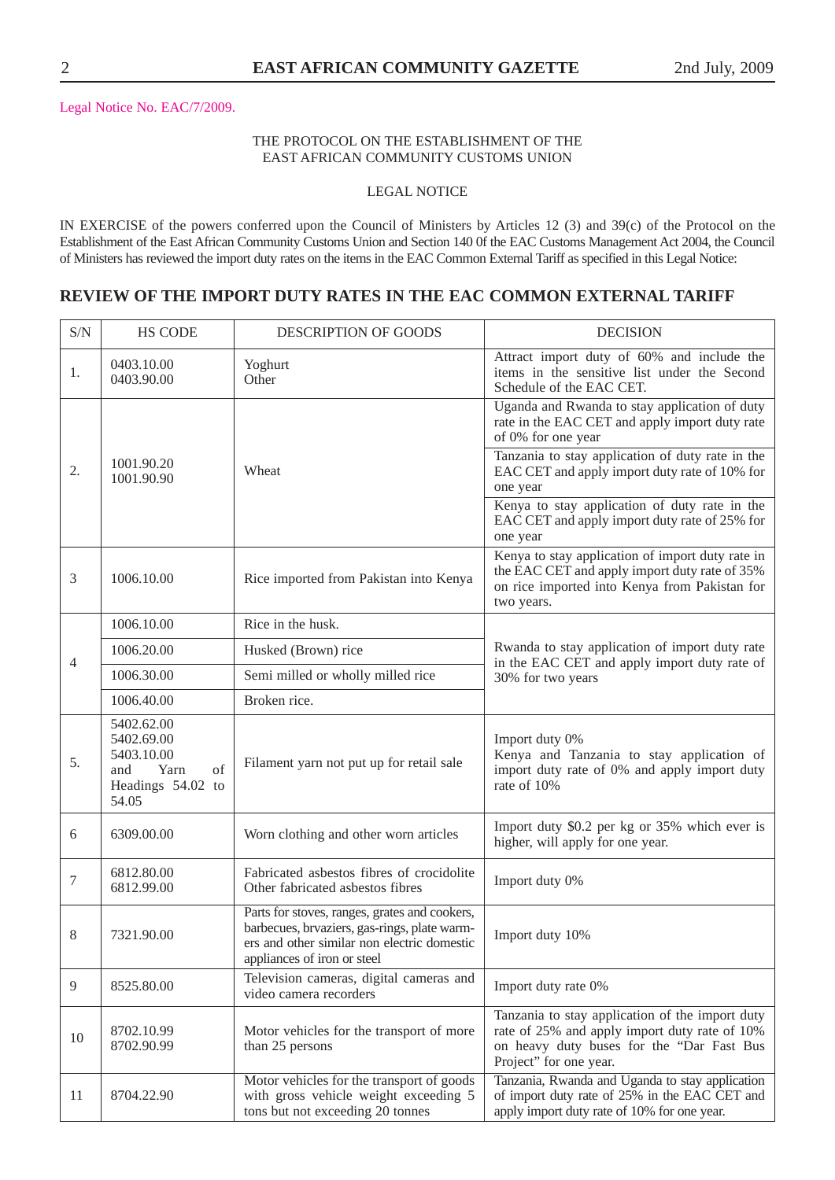Legal Notice No. EAC/7/2009.

THE PROTOCOL ON THE ESTABLISHMENT OF THE EAST AFRICAN COMMUNITY CUSTOMS UNION

LEGAL NOTICE

IN EXERCISE of the powers conferred upon the Council of Ministers by Articles 12 (3) and 39(c) of the Protocol on the Establishment of the East African Community Customs Union and Section 140 0f the EAC Customs Management Act 2004, the Council of Ministers has reviewed the import duty rates on the items in the EAC Common External Tariff as specified in this Legal Notice:

## REVIEW OF THE IMPORT DUTY RATES IN THE EAC COMMON EXTERNAL TARIFF

| S/N | HS CODE | DESCRIPTION OF GOODS | DECISION |
|---|---|---|---|
| 1. | 0403.10.00<br>0403.90.00 | Yoghurt<br>Other | Attract import duty of 60% and include the items in the sensitive list under the Second Schedule of the EAC CET. |
| 2. | 1001.90.20<br>1001.90.90 | Wheat | Uganda and Rwanda to stay application of duty rate in the EAC CET and apply import duty rate of 0% for one year |
| | | | Tanzania to stay application of duty rate in the EAC CET and apply import duty rate of 10% for one year |
| | | | Kenya to stay application of duty rate in the EAC CET and apply import duty rate of 25% for one year |
| 3 | 1006.10.00 | Rice imported from Pakistan into Kenya | Kenya to stay application of import duty rate in the EAC CET and apply import duty rate of 35% on rice imported into Kenya from Pakistan for two years. |
| 4 | 1006.10.00 | Rice in the husk. | Rwanda to stay application of import duty rate in the EAC CET and apply import duty rate of 30% for two years |
| | 1006.20.00 | Husked (Brown) rice | |
| | 1006.30.00 | Semi milled or wholly milled rice | |
| | 1006.40.00 | Broken rice. | |
| 5. | 5402.62.00<br>5402.69.00<br>5403.10.00<br>and Yarn of Headings 54.02 to 54.05 | Filament yarn not put up for retail sale | Import duty 0%<br>Kenya and Tanzania to stay application of import duty rate of 0% and apply import duty rate of 10% |
| 6 | 6309.00.00 | Worn clothing and other worn articles | Import duty $0.2 per kg or 35% which ever is higher, will apply for one year. |
| 7 | 6812.80.00<br>6812.99.00 | Fabricated asbestos fibres of crocidolite<br>Other fabricated asbestos fibres | Import duty 0% |
| 8 | 7321.90.00 | Parts for stoves, ranges, grates and cookers, barbecues, brvaziers, gas-rings, plate warmers and other similar non electric domestic appliances of iron or steel | Import duty 10% |
| 9 | 8525.80.00 | Television cameras, digital cameras and video camera recorders | Import duty rate 0% |
| 10 | 8702.10.99<br>8702.90.99 | Motor vehicles for the transport of more than 25 persons | Tanzania to stay application of the import duty rate of 25% and apply import duty rate of 10% on heavy duty buses for the "Dar Fast Bus Project" for one year. |
| 11 | 8704.22.90 | Motor vehicles for the transport of goods with gross vehicle weight exceeding 5 tons but not exceeding 20 tonnes | Tanzania, Rwanda and Uganda to stay application of import duty rate of 25% in the EAC CET and apply import duty rate of 10% for one year. |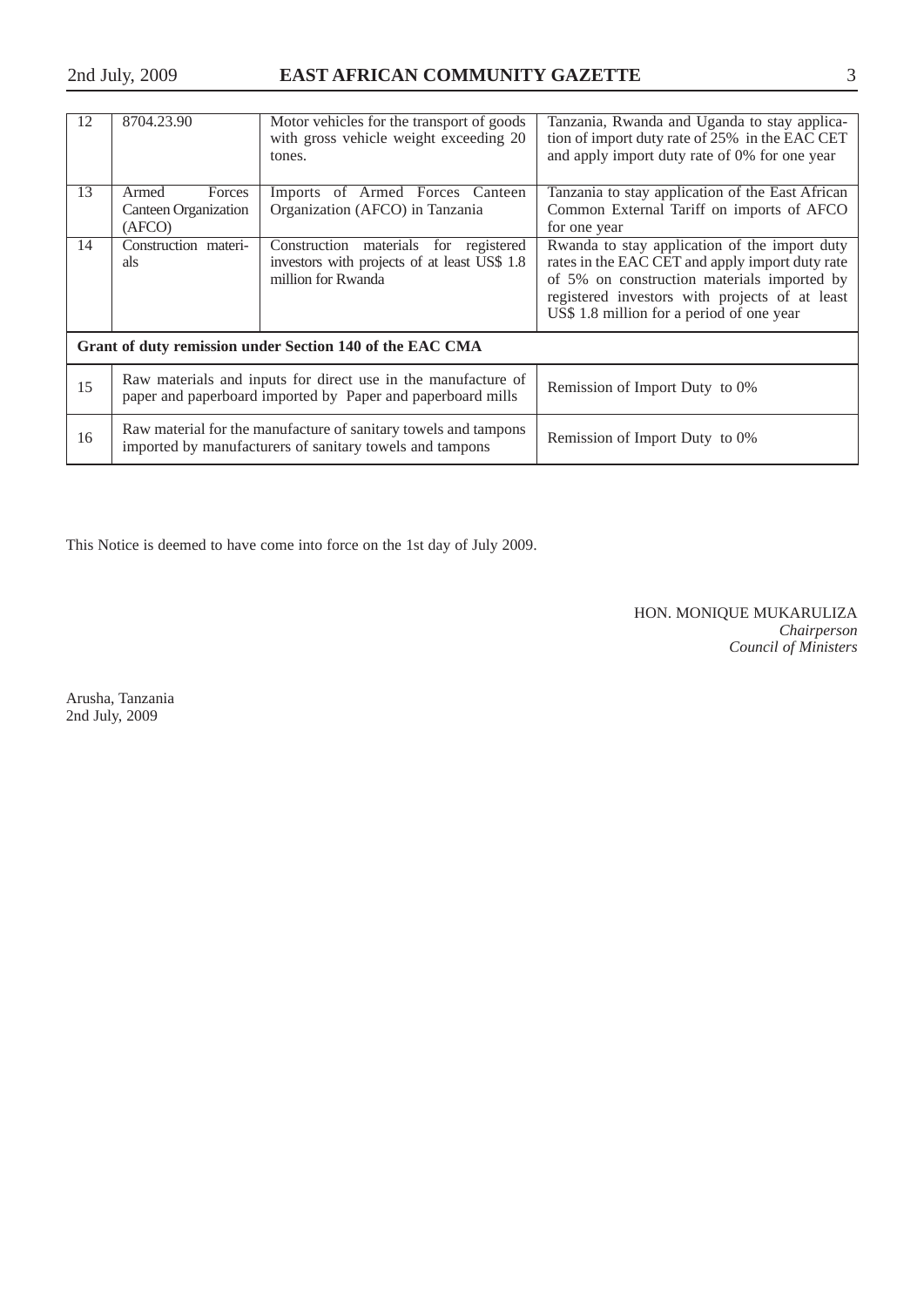| | | | |
|---|---|---|---|
| 12 | 8704.23.90 | Motor vehicles for the transport of goods with gross vehicle weight exceeding 20 tones. | Tanzania, Rwanda and Uganda to stay application of import duty rate of 25% in the EAC CET and apply import duty rate of 0% for one year |
| 13 | Armed Forces Canteen Organization (AFCO) | Imports of Armed Forces Canteen Organization (AFCO) in Tanzania | Tanzania to stay application of the East African Common External Tariff on imports of AFCO for one year |
| 14 | Construction materials | Construction materials for registered investors with projects of at least US$ 1.8 million for Rwanda | Rwanda to stay application of the import duty rates in the EAC CET and apply import duty rate of 5% on construction materials imported by registered investors with projects of at least US$ 1.8 million for a period of one year |
| **Grant of duty remission under Section 140 of the EAC CMA** | | | |
| 15 | Raw materials and inputs for direct use in the manufacture of paper and paperboard imported by Paper and paperboard mills | | Remission of Import Duty to 0% |
| 16 | Raw material for the manufacture of sanitary towels and tampons imported by manufacturers of sanitary towels and tampons | | Remission of Import Duty to 0% |

This Notice is deemed to have come into force on the 1st day of July 2009.

HON. MONIQUE MUKARULIZA
*Chairperson*
*Council of Ministers*

Arusha, Tanzania
2nd July, 2009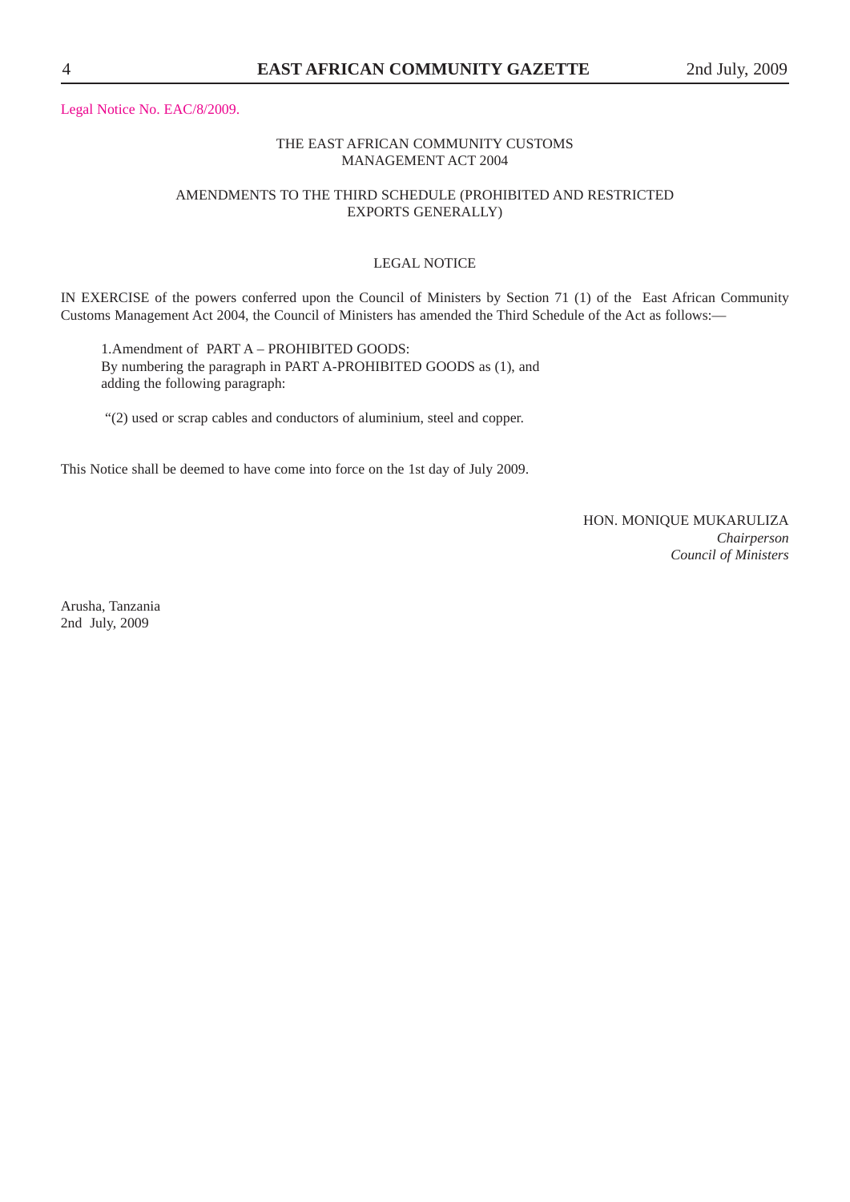Legal Notice No. EAC/8/2009.

THE EAST AFRICAN COMMUNITY CUSTOMS MANAGEMENT ACT 2004

AMENDMENTS TO THE THIRD SCHEDULE (PROHIBITED AND RESTRICTED EXPORTS GENERALLY)

LEGAL NOTICE

IN EXERCISE of the powers conferred upon the Council of Ministers by Section 71 (1) of the East African Community Customs Management Act 2004, the Council of Ministers has amended the Third Schedule of the Act as follows:—

1.Amendment of PART A – PROHIBITED GOODS:
By numbering the paragraph in PART A-PROHIBITED GOODS as (1), and adding the following paragraph:

"(2) used or scrap cables and conductors of aluminium, steel and copper.

This Notice shall be deemed to have come into force on the 1st day of July 2009.

HON. MONIQUE MUKARULIZA
*Chairperson*
*Council of Ministers*

Arusha, Tanzania
2nd July, 2009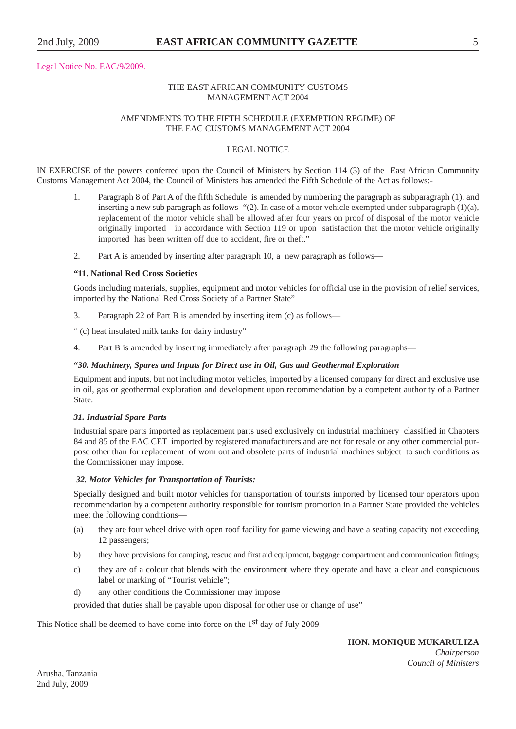Legal Notice No. EAC/9/2009.

THE EAST AFRICAN COMMUNITY CUSTOMS MANAGEMENT ACT 2004

AMENDMENTS TO THE FIFTH SCHEDULE (EXEMPTION REGIME) OF THE EAC CUSTOMS MANAGEMENT ACT 2004

LEGAL NOTICE

IN EXERCISE of the powers conferred upon the Council of Ministers by Section 114 (3) of the East African Community Customs Management Act 2004, the Council of Ministers has amended the Fifth Schedule of the Act as follows:-

1. Paragraph 8 of Part A of the fifth Schedule is amended by numbering the paragraph as subparagraph (1), and inserting a new sub paragraph as follows- "(2). In case of a motor vehicle exempted under subparagraph (1)(a), replacement of the motor vehicle shall be allowed after four years on proof of disposal of the motor vehicle originally imported in accordance with Section 119 or upon satisfaction that the motor vehicle originally imported has been written off due to accident, fire or theft."

2. Part A is amended by inserting after paragraph 10, a new paragraph as follows—

**"11. National Red Cross Societies**

Goods including materials, supplies, equipment and motor vehicles for official use in the provision of relief services, imported by the National Red Cross Society of a Partner State"

3. Paragraph 22 of Part B is amended by inserting item (c) as follows—

" (c) heat insulated milk tanks for dairy industry"

4. Part B is amended by inserting immediately after paragraph 29 the following paragraphs—

***"30. Machinery, Spares and Inputs for Direct use in Oil, Gas and Geothermal Exploration***

Equipment and inputs, but not including motor vehicles, imported by a licensed company for direct and exclusive use in oil, gas or geothermal exploration and development upon recommendation by a competent authority of a Partner State.

***31. Industrial Spare Parts***

Industrial spare parts imported as replacement parts used exclusively on industrial machinery classified in Chapters 84 and 85 of the EAC CET imported by registered manufacturers and are not for resale or any other commercial purpose other than for replacement of worn out and obsolete parts of industrial machines subject to such conditions as the Commissioner may impose.

***32. Motor Vehicles for Transportation of Tourists:***

Specially designed and built motor vehicles for transportation of tourists imported by licensed tour operators upon recommendation by a competent authority responsible for tourism promotion in a Partner State provided the vehicles meet the following conditions—

(a) they are four wheel drive with open roof facility for game viewing and have a seating capacity not exceeding 12 passengers;

b) they have provisions for camping, rescue and first aid equipment, baggage compartment and communication fittings;

c) they are of a colour that blends with the environment where they operate and have a clear and conspicuous label or marking of "Tourist vehicle";

d) any other conditions the Commissioner may impose

provided that duties shall be payable upon disposal for other use or change of use"

This Notice shall be deemed to have come into force on the 1st day of July 2009.

**HON. MONIQUE MUKARULIZA**
*Chairperson*
*Council of Ministers*

Arusha, Tanzania
2nd July, 2009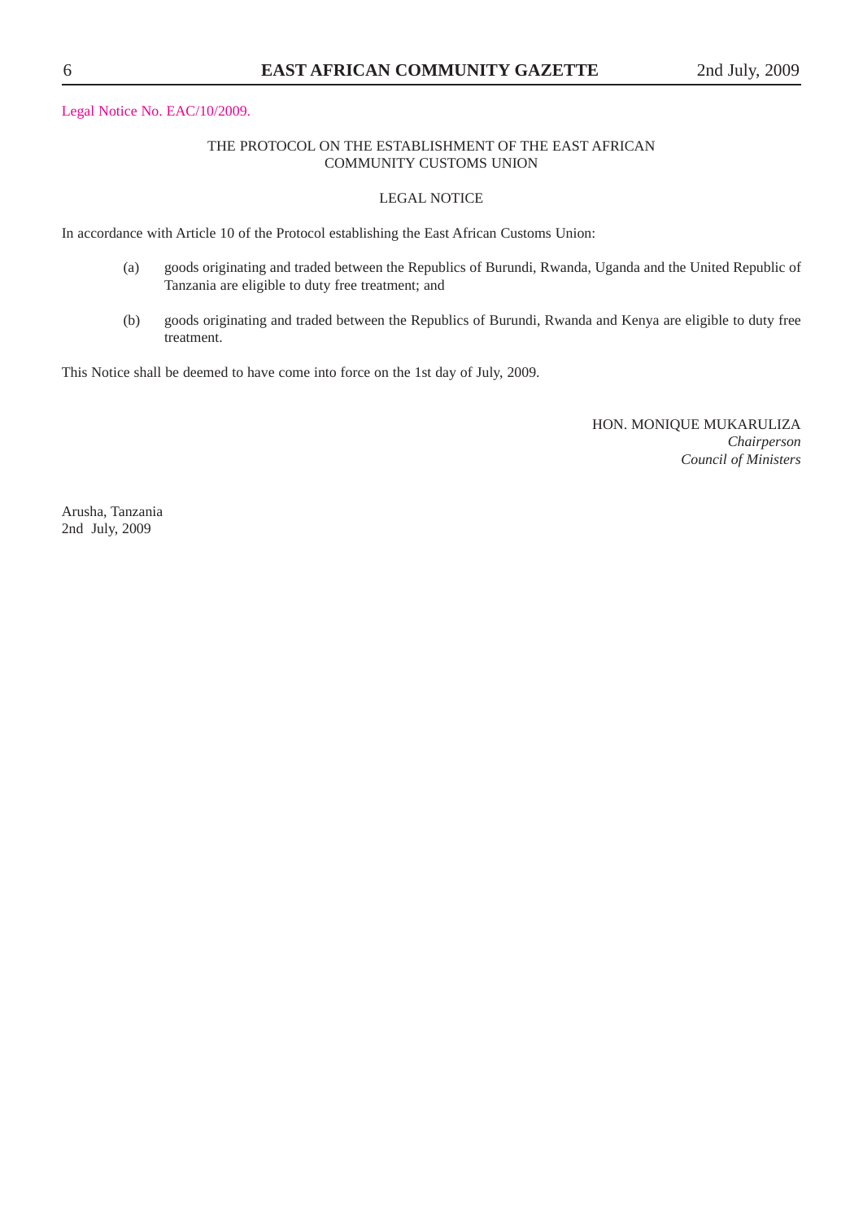Legal Notice No. EAC/10/2009.

THE PROTOCOL ON THE ESTABLISHMENT OF THE EAST AFRICAN COMMUNITY CUSTOMS UNION

LEGAL NOTICE

In accordance with Article 10 of the Protocol establishing the East African Customs Union:

(a) goods originating and traded between the Republics of Burundi, Rwanda, Uganda and the United Republic of Tanzania are eligible to duty free treatment; and

(b) goods originating and traded between the Republics of Burundi, Rwanda and Kenya are eligible to duty free treatment.

This Notice shall be deemed to have come into force on the 1st day of July, 2009.

HON. MONIQUE MUKARULIZA
*Chairperson*
*Council of Ministers*

Arusha, Tanzania
2nd July, 2009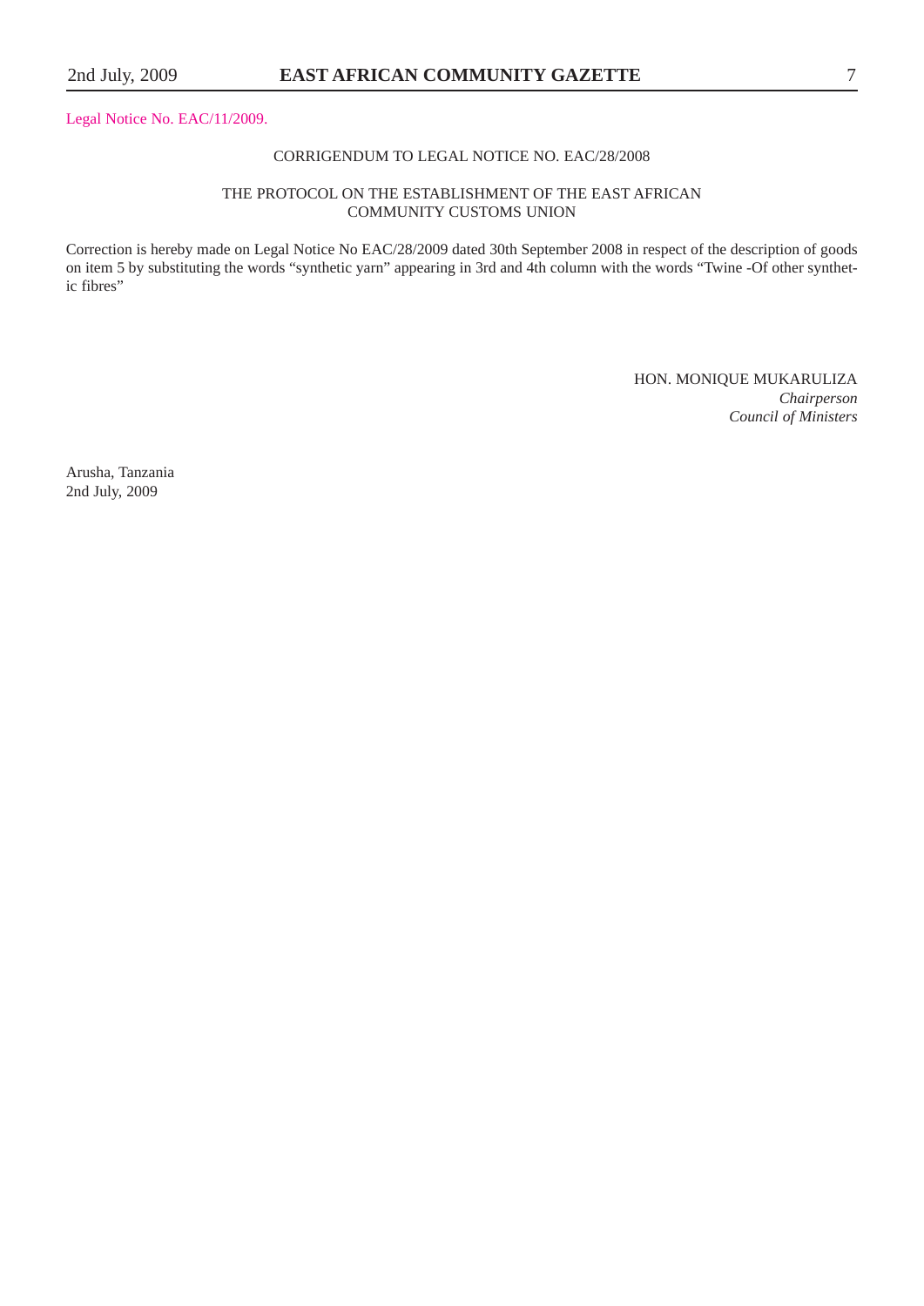Legal Notice No. EAC/11/2009.

CORRIGENDUM TO LEGAL NOTICE NO. EAC/28/2008

THE PROTOCOL ON THE ESTABLISHMENT OF THE EAST AFRICAN COMMUNITY CUSTOMS UNION

Correction is hereby made on Legal Notice No EAC/28/2009 dated 30th September 2008 in respect of the description of goods on item 5 by substituting the words “synthetic yarn” appearing in 3rd and 4th column with the words “Twine -Of other synthetic fibres”

HON. MONIQUE MUKARULIZA
*Chairperson*
*Council of Ministers*

Arusha, Tanzania
2nd July, 2009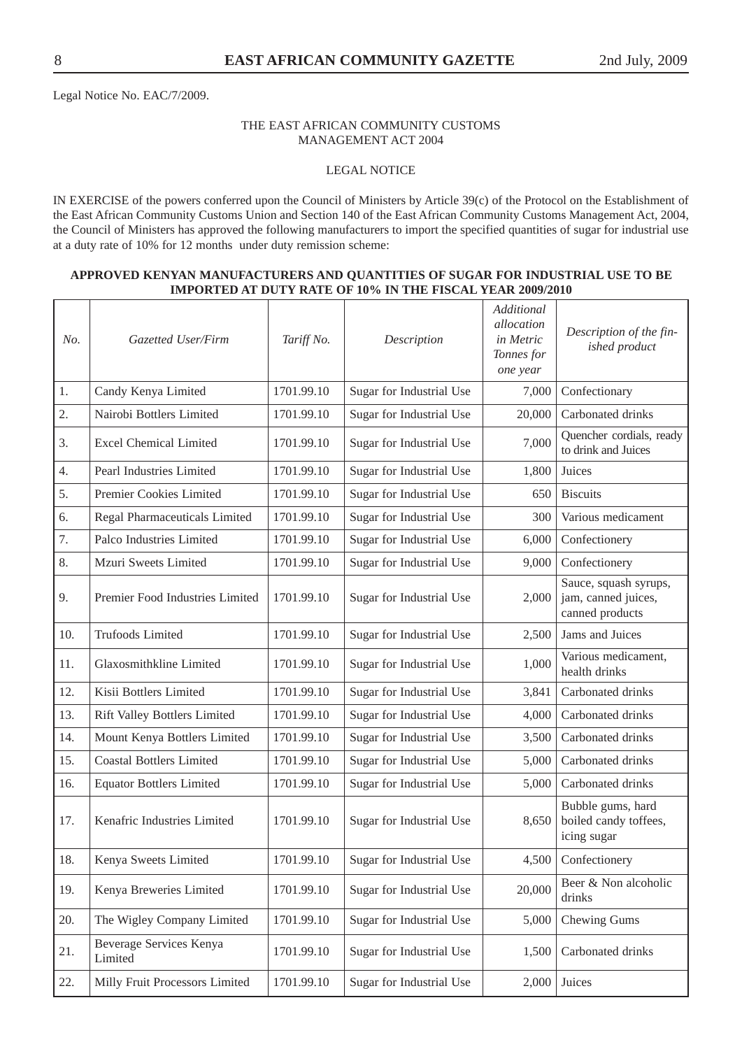Legal Notice No. EAC/7/2009.

THE EAST AFRICAN COMMUNITY CUSTOMS MANAGEMENT ACT 2004

LEGAL NOTICE

IN EXERCISE of the powers conferred upon the Council of Ministers by Article 39(c) of the Protocol on the Establishment of the East African Community Customs Union and Section 140 of the East African Community Customs Management Act, 2004, the Council of Ministers has approved the following manufacturers to import the specified quantities of sugar for industrial use at a duty rate of 10% for 12 months under duty remission scheme:

**APPROVED KENYAN MANUFACTURERS AND QUANTITIES OF SUGAR FOR INDUSTRIAL USE TO BE IMPORTED AT DUTY RATE OF 10% IN THE FISCAL YEAR 2009/2010**

| *No.* | *Gazetted User/Firm* | *Tariff No.* | *Description* | *Additional allocation in Metric Tonnes for one year* | *Description of the finished product* |
|---|---|---|---|---|---|
| 1. | Candy Kenya Limited | 1701.99.10 | Sugar for Industrial Use | 7,000 | Confectionary |
| 2. | Nairobi Bottlers Limited | 1701.99.10 | Sugar for Industrial Use | 20,000 | Carbonated drinks |
| 3. | Excel Chemical Limited | 1701.99.10 | Sugar for Industrial Use | 7,000 | Quencher cordials, ready to drink and Juices |
| 4. | Pearl Industries Limited | 1701.99.10 | Sugar for Industrial Use | 1,800 | Juices |
| 5. | Premier Cookies Limited | 1701.99.10 | Sugar for Industrial Use | 650 | Biscuits |
| 6. | Regal Pharmaceuticals Limited | 1701.99.10 | Sugar for Industrial Use | 300 | Various medicament |
| 7. | Palco Industries Limited | 1701.99.10 | Sugar for Industrial Use | 6,000 | Confectionery |
| 8. | Mzuri Sweets Limited | 1701.99.10 | Sugar for Industrial Use | 9,000 | Confectionery |
| 9. | Premier Food Industries Limited | 1701.99.10 | Sugar for Industrial Use | 2,000 | Sauce, squash syrups, jam, canned juices, canned products |
| 10. | Trufoods Limited | 1701.99.10 | Sugar for Industrial Use | 2,500 | Jams and Juices |
| 11. | Glaxosmithkline Limited | 1701.99.10 | Sugar for Industrial Use | 1,000 | Various medicament, health drinks |
| 12. | Kisii Bottlers Limited | 1701.99.10 | Sugar for Industrial Use | 3,841 | Carbonated drinks |
| 13. | Rift Valley Bottlers Limited | 1701.99.10 | Sugar for Industrial Use | 4,000 | Carbonated drinks |
| 14. | Mount Kenya Bottlers Limited | 1701.99.10 | Sugar for Industrial Use | 3,500 | Carbonated drinks |
| 15. | Coastal Bottlers Limited | 1701.99.10 | Sugar for Industrial Use | 5,000 | Carbonated drinks |
| 16. | Equator Bottlers Limited | 1701.99.10 | Sugar for Industrial Use | 5,000 | Carbonated drinks |
| 17. | Kenafric Industries Limited | 1701.99.10 | Sugar for Industrial Use | 8,650 | Bubble gums, hard boiled candy toffees, icing sugar |
| 18. | Kenya Sweets Limited | 1701.99.10 | Sugar for Industrial Use | 4,500 | Confectionery |
| 19. | Kenya Breweries Limited | 1701.99.10 | Sugar for Industrial Use | 20,000 | Beer & Non alcoholic drinks |
| 20. | The Wigley Company Limited | 1701.99.10 | Sugar for Industrial Use | 5,000 | Chewing Gums |
| 21. | Beverage Services Kenya Limited | 1701.99.10 | Sugar for Industrial Use | 1,500 | Carbonated drinks |
| 22. | Milly Fruit Processors Limited | 1701.99.10 | Sugar for Industrial Use | 2,000 | Juices |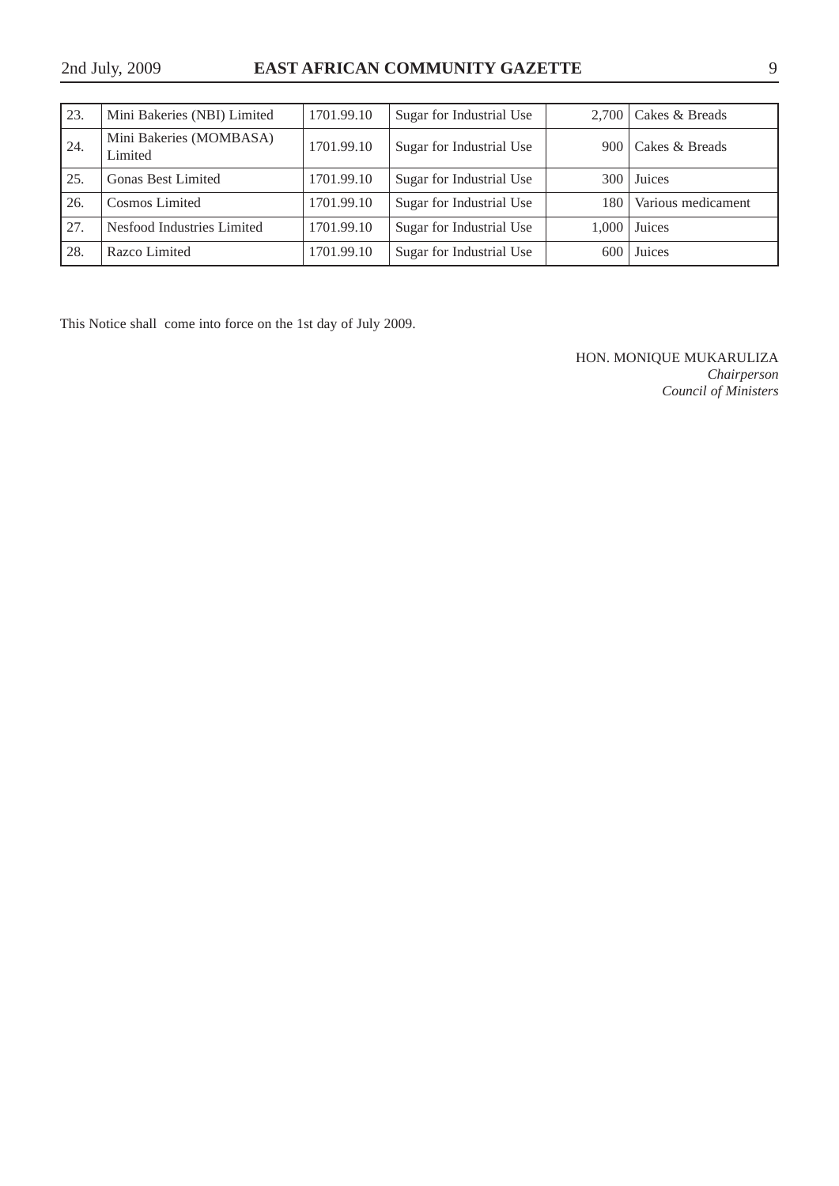| | | | | | |
|---|---|---|---|---|---|
| 23. | Mini Bakeries (NBI) Limited | 1701.99.10 | Sugar for Industrial Use | 2,700 | Cakes & Breads |
| 24. | Mini Bakeries (MOMBASA) Limited | 1701.99.10 | Sugar for Industrial Use | 900 | Cakes & Breads |
| 25. | Gonas Best Limited | 1701.99.10 | Sugar for Industrial Use | 300 | Juices |
| 26. | Cosmos Limited | 1701.99.10 | Sugar for Industrial Use | 180 | Various medicament |
| 27. | Nesfood Industries Limited | 1701.99.10 | Sugar for Industrial Use | 1,000 | Juices |
| 28. | Razco Limited | 1701.99.10 | Sugar for Industrial Use | 600 | Juices |

This Notice shall come into force on the 1st day of July 2009.

HON. MONIQUE MUKARULIZA
*Chairperson*
*Council of Ministers*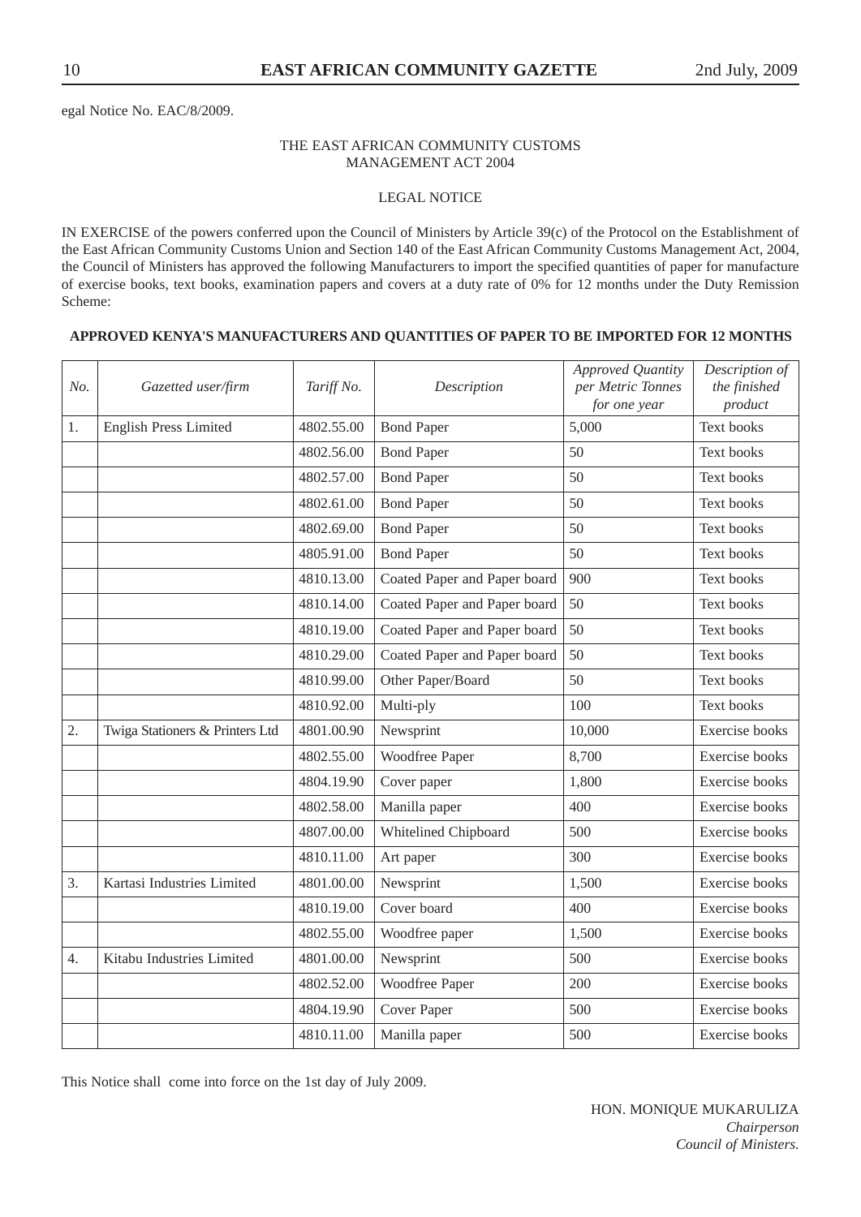egal Notice No. EAC/8/2009.

THE EAST AFRICAN COMMUNITY CUSTOMS MANAGEMENT ACT 2004

LEGAL NOTICE

IN EXERCISE of the powers conferred upon the Council of Ministers by Article 39(c) of the Protocol on the Establishment of the East African Community Customs Union and Section 140 of the East African Community Customs Management Act, 2004, the Council of Ministers has approved the following Manufacturers to import the specified quantities of paper for manufacture of exercise books, text books, examination papers and covers at a duty rate of 0% for 12 months under the Duty Remission Scheme:

**APPROVED KENYA'S MANUFACTURERS AND QUANTITIES OF PAPER TO BE IMPORTED FOR 12 MONTHS**

| *No.* | *Gazetted user/firm* | *Tariff No.* | *Description* | *Approved Quantity per Metric Tonnes for one year* | *Description of the finished product* |
|---|---|---|---|---|---|
| 1. | English Press Limited | 4802.55.00 | Bond Paper | 5,000 | Text books |
| | | 4802.56.00 | Bond Paper | 50 | Text books |
| | | 4802.57.00 | Bond Paper | 50 | Text books |
| | | 4802.61.00 | Bond Paper | 50 | Text books |
| | | 4802.69.00 | Bond Paper | 50 | Text books |
| | | 4805.91.00 | Bond Paper | 50 | Text books |
| | | 4810.13.00 | Coated Paper and Paper board | 900 | Text books |
| | | 4810.14.00 | Coated Paper and Paper board | 50 | Text books |
| | | 4810.19.00 | Coated Paper and Paper board | 50 | Text books |
| | | 4810.29.00 | Coated Paper and Paper board | 50 | Text books |
| | | 4810.99.00 | Other Paper/Board | 50 | Text books |
| | | 4810.92.00 | Multi-ply | 100 | Text books |
| 2. | Twiga Stationers & Printers Ltd | 4801.00.90 | Newsprint | 10,000 | Exercise books |
| | | 4802.55.00 | Woodfree Paper | 8,700 | Exercise books |
| | | 4804.19.90 | Cover paper | 1,800 | Exercise books |
| | | 4802.58.00 | Manilla paper | 400 | Exercise books |
| | | 4807.00.00 | Whitelined Chipboard | 500 | Exercise books |
| | | 4810.11.00 | Art paper | 300 | Exercise books |
| 3. | Kartasi Industries Limited | 4801.00.00 | Newsprint | 1,500 | Exercise books |
| | | 4810.19.00 | Cover board | 400 | Exercise books |
| | | 4802.55.00 | Woodfree paper | 1,500 | Exercise books |
| 4. | Kitabu Industries Limited | 4801.00.00 | Newsprint | 500 | Exercise books |
| | | 4802.52.00 | Woodfree Paper | 200 | Exercise books |
| | | 4804.19.90 | Cover Paper | 500 | Exercise books |
| | | 4810.11.00 | Manilla paper | 500 | Exercise books |

This Notice shall come into force on the 1st day of July 2009.

HON. MONIQUE MUKARULIZA
*Chairperson*
*Council of Ministers.*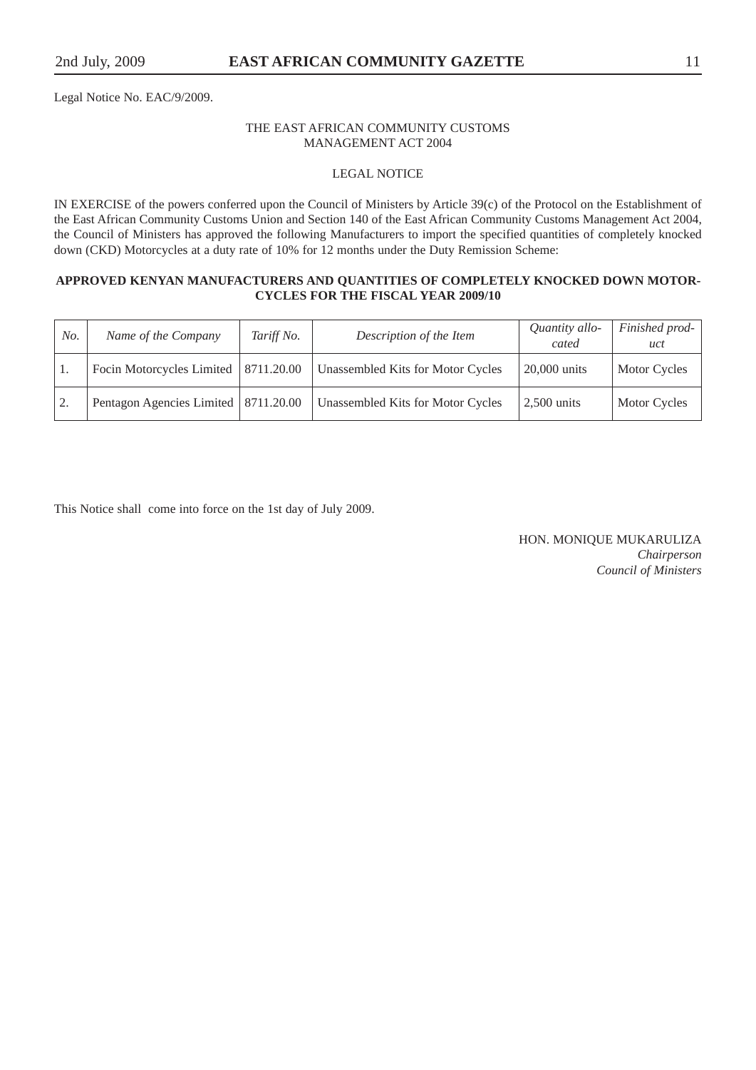Legal Notice No. EAC/9/2009.

THE EAST AFRICAN COMMUNITY CUSTOMS MANAGEMENT ACT 2004

LEGAL NOTICE

IN EXERCISE of the powers conferred upon the Council of Ministers by Article 39(c) of the Protocol on the Establishment of the East African Community Customs Union and Section 140 of the East African Community Customs Management Act 2004, the Council of Ministers has approved the following Manufacturers to import the specified quantities of completely knocked down (CKD) Motorcycles at a duty rate of 10% for 12 months under the Duty Remission Scheme:

**APPROVED KENYAN MANUFACTURERS AND QUANTITIES OF COMPLETELY KNOCKED DOWN MOTOR-CYCLES FOR THE FISCAL YEAR 2009/10**

| *No.* | *Name of the Company* | *Tariff No.* | *Description of the Item* | *Quantity allocated* | *Finished product* |
|---|---|---|---|---|---|
| 1. | Focin Motorcycles Limited | 8711.20.00 | Unassembled Kits for Motor Cycles | 20,000 units | Motor Cycles |
| 2. | Pentagon Agencies Limited | 8711.20.00 | Unassembled Kits for Motor Cycles | 2,500 units | Motor Cycles |

This Notice shall come into force on the 1st day of July 2009.

HON. MONIQUE MUKARULIZA
*Chairperson*
*Council of Ministers*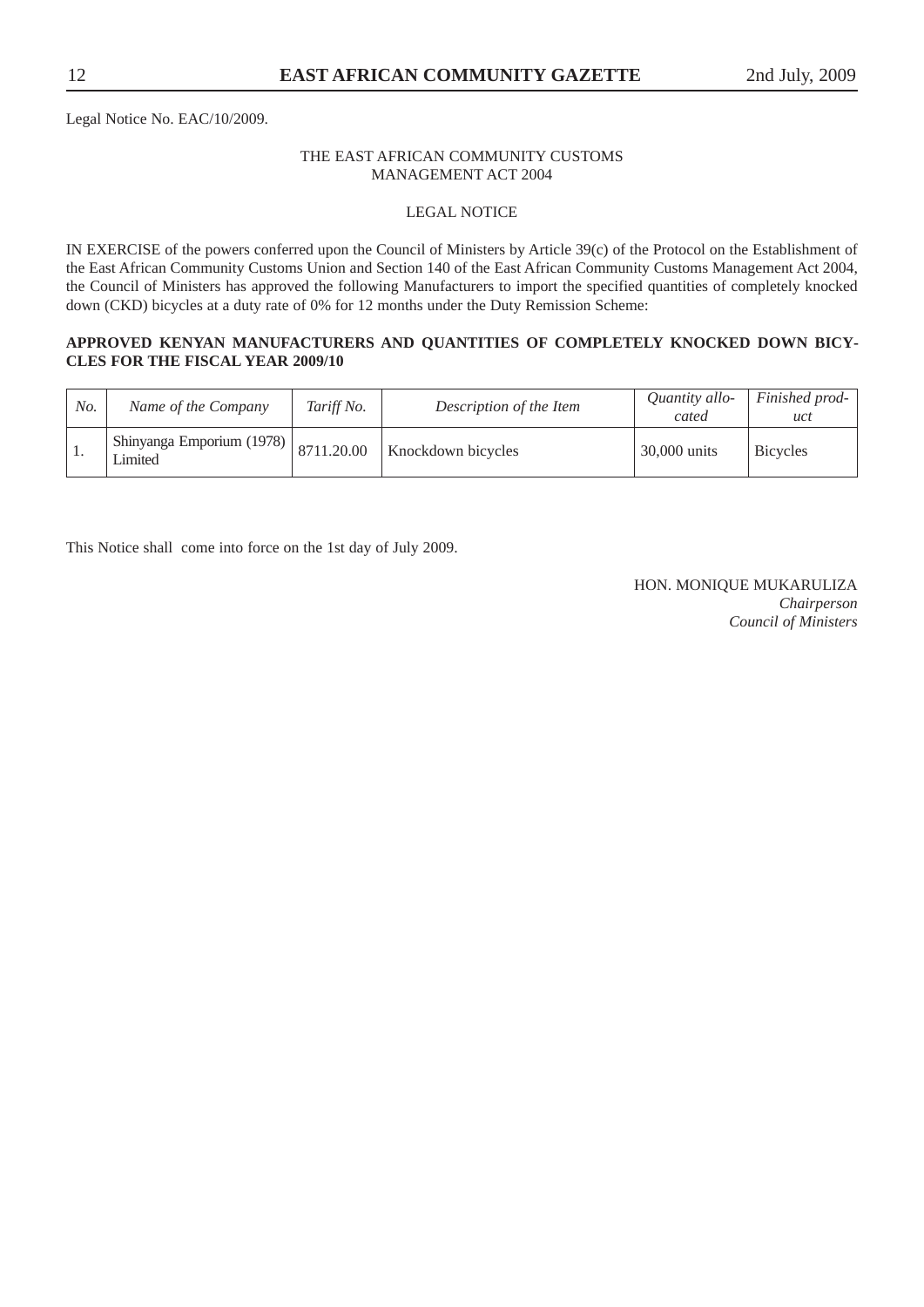Legal Notice No. EAC/10/2009.

THE EAST AFRICAN COMMUNITY CUSTOMS MANAGEMENT ACT 2004

LEGAL NOTICE

IN EXERCISE of the powers conferred upon the Council of Ministers by Article 39(c) of the Protocol on the Establishment of the East African Community Customs Union and Section 140 of the East African Community Customs Management Act 2004, the Council of Ministers has approved the following Manufacturers to import the specified quantities of completely knocked down (CKD) bicycles at a duty rate of 0% for 12 months under the Duty Remission Scheme:

**APPROVED KENYAN MANUFACTURERS AND QUANTITIES OF COMPLETELY KNOCKED DOWN BICYCLES FOR THE FISCAL YEAR 2009/10**

| *No.* | *Name of the Company* | *Tariff No.* | *Description of the Item* | *Quantity allocated* | *Finished product* |
|---|---|---|---|---|---|
| 1. | Shinyanga Emporium (1978) Limited | 8711.20.00 | Knockdown bicycles | 30,000 units | Bicycles |

This Notice shall come into force on the 1st day of July 2009.

HON. MONIQUE MUKARULIZA
*Chairperson*
*Council of Ministers*